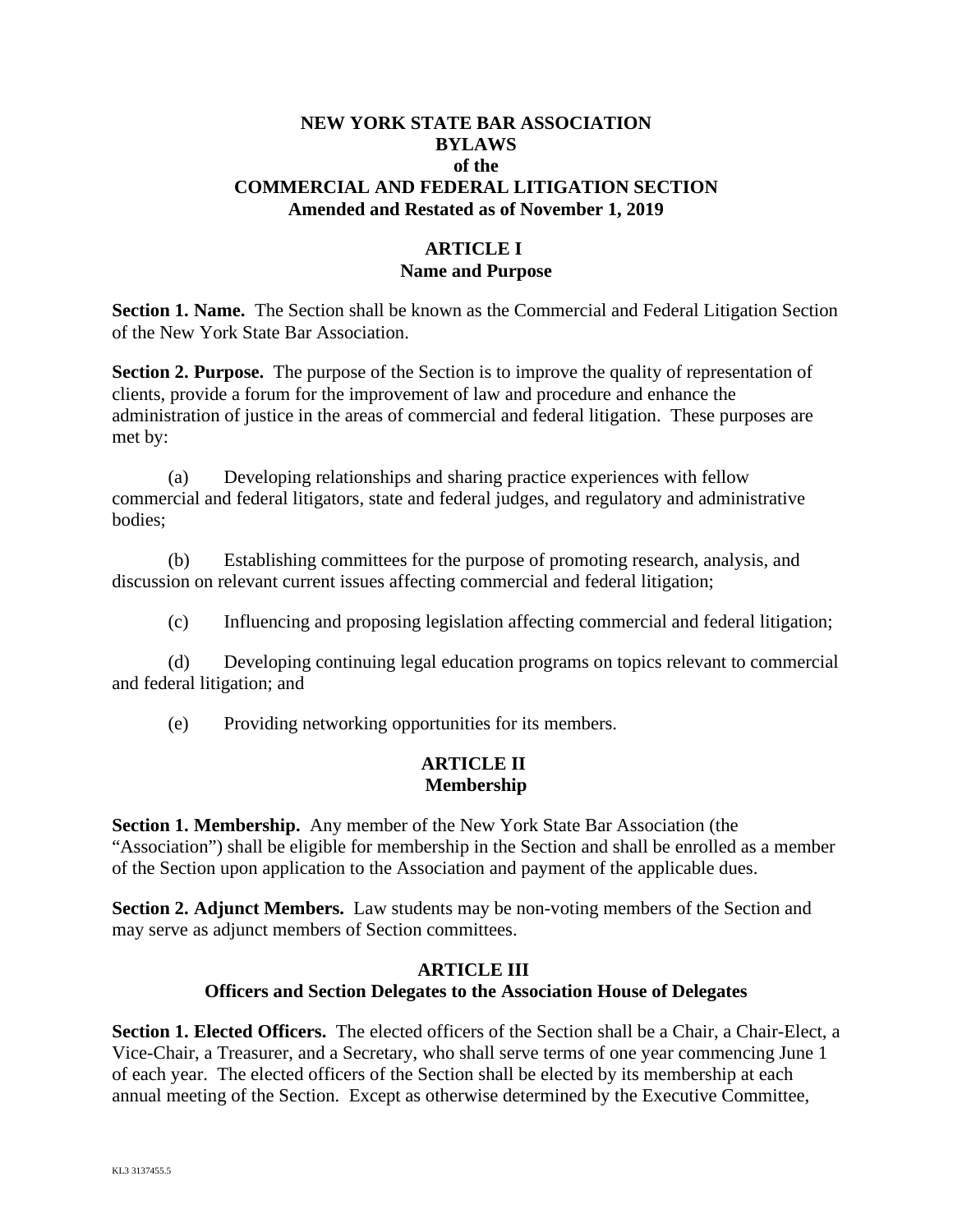# NEW YORK STATE BAR ASSOCIATION
# BYLAWS
# of the
# COMMERCIAL AND FEDERAL LITIGATION SECTION
# Amended and Restated as of November 1, 2019

## ARTICLE I
## Name and Purpose

**Section 1. Name.** The Section shall be known as the Commercial and Federal Litigation Section of the New York State Bar Association.

**Section 2. Purpose.** The purpose of the Section is to improve the quality of representation of clients, provide a forum for the improvement of law and procedure and enhance the administration of justice in the areas of commercial and federal litigation. These purposes are met by:

(a) Developing relationships and sharing practice experiences with fellow commercial and federal litigators, state and federal judges, and regulatory and administrative bodies;

(b) Establishing committees for the purpose of promoting research, analysis, and discussion on relevant current issues affecting commercial and federal litigation;

(c) Influencing and proposing legislation affecting commercial and federal litigation;

(d) Developing continuing legal education programs on topics relevant to commercial and federal litigation; and

(e) Providing networking opportunities for its members.

## ARTICLE II
## Membership

**Section 1. Membership.** Any member of the New York State Bar Association (the "Association") shall be eligible for membership in the Section and shall be enrolled as a member of the Section upon application to the Association and payment of the applicable dues.

**Section 2. Adjunct Members.** Law students may be non-voting members of the Section and may serve as adjunct members of Section committees.

## ARTICLE III
## Officers and Section Delegates to the Association House of Delegates

**Section 1. Elected Officers.** The elected officers of the Section shall be a Chair, a Chair-Elect, a Vice-Chair, a Treasurer, and a Secretary, who shall serve terms of one year commencing June 1 of each year. The elected officers of the Section shall be elected by its membership at each annual meeting of the Section. Except as otherwise determined by the Executive Committee,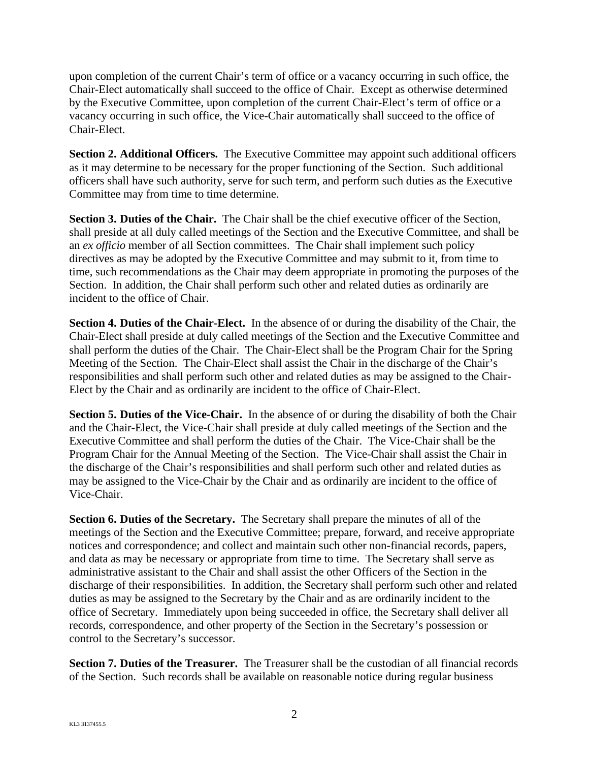upon completion of the current Chair's term of office or a vacancy occurring in such office, the Chair-Elect automatically shall succeed to the office of Chair. Except as otherwise determined by the Executive Committee, upon completion of the current Chair-Elect's term of office or a vacancy occurring in such office, the Vice-Chair automatically shall succeed to the office of Chair-Elect.

**Section 2. Additional Officers.** The Executive Committee may appoint such additional officers as it may determine to be necessary for the proper functioning of the Section. Such additional officers shall have such authority, serve for such term, and perform such duties as the Executive Committee may from time to time determine.

**Section 3. Duties of the Chair.** The Chair shall be the chief executive officer of the Section, shall preside at all duly called meetings of the Section and the Executive Committee, and shall be an *ex officio* member of all Section committees. The Chair shall implement such policy directives as may be adopted by the Executive Committee and may submit to it, from time to time, such recommendations as the Chair may deem appropriate in promoting the purposes of the Section. In addition, the Chair shall perform such other and related duties as ordinarily are incident to the office of Chair.

**Section 4. Duties of the Chair-Elect.** In the absence of or during the disability of the Chair, the Chair-Elect shall preside at duly called meetings of the Section and the Executive Committee and shall perform the duties of the Chair. The Chair-Elect shall be the Program Chair for the Spring Meeting of the Section. The Chair-Elect shall assist the Chair in the discharge of the Chair's responsibilities and shall perform such other and related duties as may be assigned to the Chair-Elect by the Chair and as ordinarily are incident to the office of Chair-Elect.

**Section 5. Duties of the Vice-Chair.** In the absence of or during the disability of both the Chair and the Chair-Elect, the Vice-Chair shall preside at duly called meetings of the Section and the Executive Committee and shall perform the duties of the Chair. The Vice-Chair shall be the Program Chair for the Annual Meeting of the Section. The Vice-Chair shall assist the Chair in the discharge of the Chair's responsibilities and shall perform such other and related duties as may be assigned to the Vice-Chair by the Chair and as ordinarily are incident to the office of Vice-Chair.

**Section 6. Duties of the Secretary.** The Secretary shall prepare the minutes of all of the meetings of the Section and the Executive Committee; prepare, forward, and receive appropriate notices and correspondence; and collect and maintain such other non-financial records, papers, and data as may be necessary or appropriate from time to time. The Secretary shall serve as administrative assistant to the Chair and shall assist the other Officers of the Section in the discharge of their responsibilities. In addition, the Secretary shall perform such other and related duties as may be assigned to the Secretary by the Chair and as are ordinarily incident to the office of Secretary. Immediately upon being succeeded in office, the Secretary shall deliver all records, correspondence, and other property of the Section in the Secretary's possession or control to the Secretary's successor.

**Section 7. Duties of the Treasurer.** The Treasurer shall be the custodian of all financial records of the Section. Such records shall be available on reasonable notice during regular business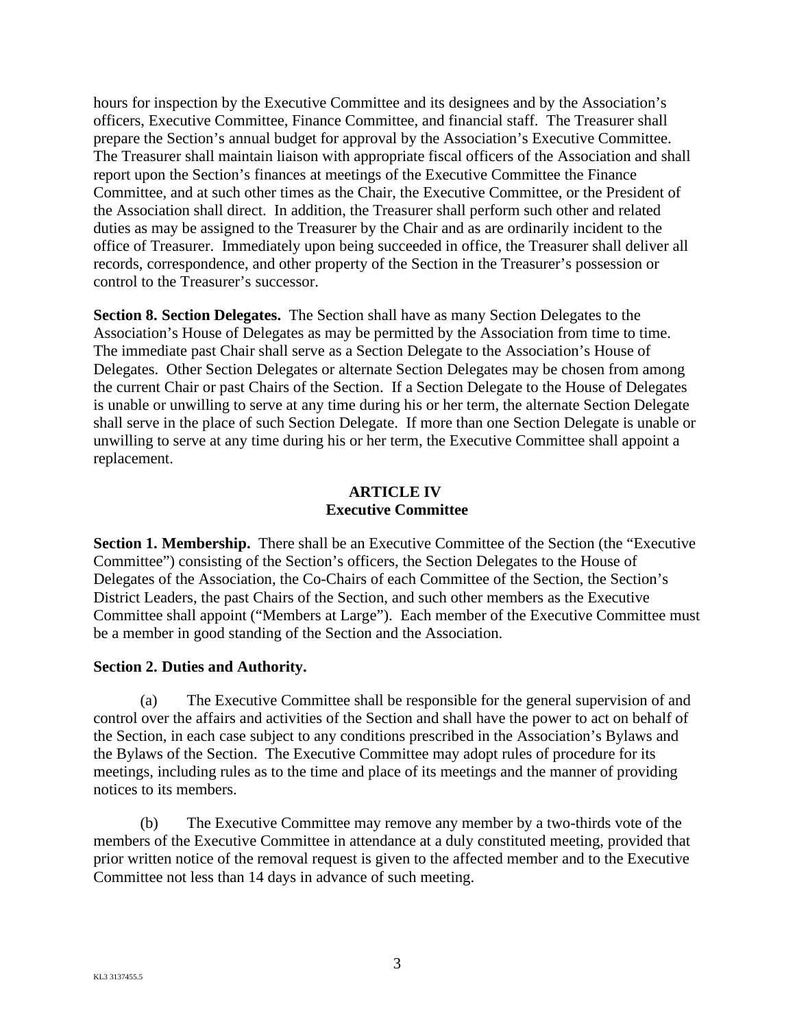hours for inspection by the Executive Committee and its designees and by the Association's officers, Executive Committee, Finance Committee, and financial staff. The Treasurer shall prepare the Section's annual budget for approval by the Association's Executive Committee. The Treasurer shall maintain liaison with appropriate fiscal officers of the Association and shall report upon the Section's finances at meetings of the Executive Committee the Finance Committee, and at such other times as the Chair, the Executive Committee, or the President of the Association shall direct. In addition, the Treasurer shall perform such other and related duties as may be assigned to the Treasurer by the Chair and as are ordinarily incident to the office of Treasurer. Immediately upon being succeeded in office, the Treasurer shall deliver all records, correspondence, and other property of the Section in the Treasurer's possession or control to the Treasurer's successor.

**Section 8. Section Delegates.** The Section shall have as many Section Delegates to the Association's House of Delegates as may be permitted by the Association from time to time. The immediate past Chair shall serve as a Section Delegate to the Association's House of Delegates. Other Section Delegates or alternate Section Delegates may be chosen from among the current Chair or past Chairs of the Section. If a Section Delegate to the House of Delegates is unable or unwilling to serve at any time during his or her term, the alternate Section Delegate shall serve in the place of such Section Delegate. If more than one Section Delegate is unable or unwilling to serve at any time during his or her term, the Executive Committee shall appoint a replacement.

## ARTICLE IV
## Executive Committee

**Section 1. Membership.** There shall be an Executive Committee of the Section (the "Executive Committee") consisting of the Section's officers, the Section Delegates to the House of Delegates of the Association, the Co-Chairs of each Committee of the Section, the Section's District Leaders, the past Chairs of the Section, and such other members as the Executive Committee shall appoint ("Members at Large"). Each member of the Executive Committee must be a member in good standing of the Section and the Association.

**Section 2. Duties and Authority.**

(a) The Executive Committee shall be responsible for the general supervision of and control over the affairs and activities of the Section and shall have the power to act on behalf of the Section, in each case subject to any conditions prescribed in the Association's Bylaws and the Bylaws of the Section. The Executive Committee may adopt rules of procedure for its meetings, including rules as to the time and place of its meetings and the manner of providing notices to its members.

(b) The Executive Committee may remove any member by a two-thirds vote of the members of the Executive Committee in attendance at a duly constituted meeting, provided that prior written notice of the removal request is given to the affected member and to the Executive Committee not less than 14 days in advance of such meeting.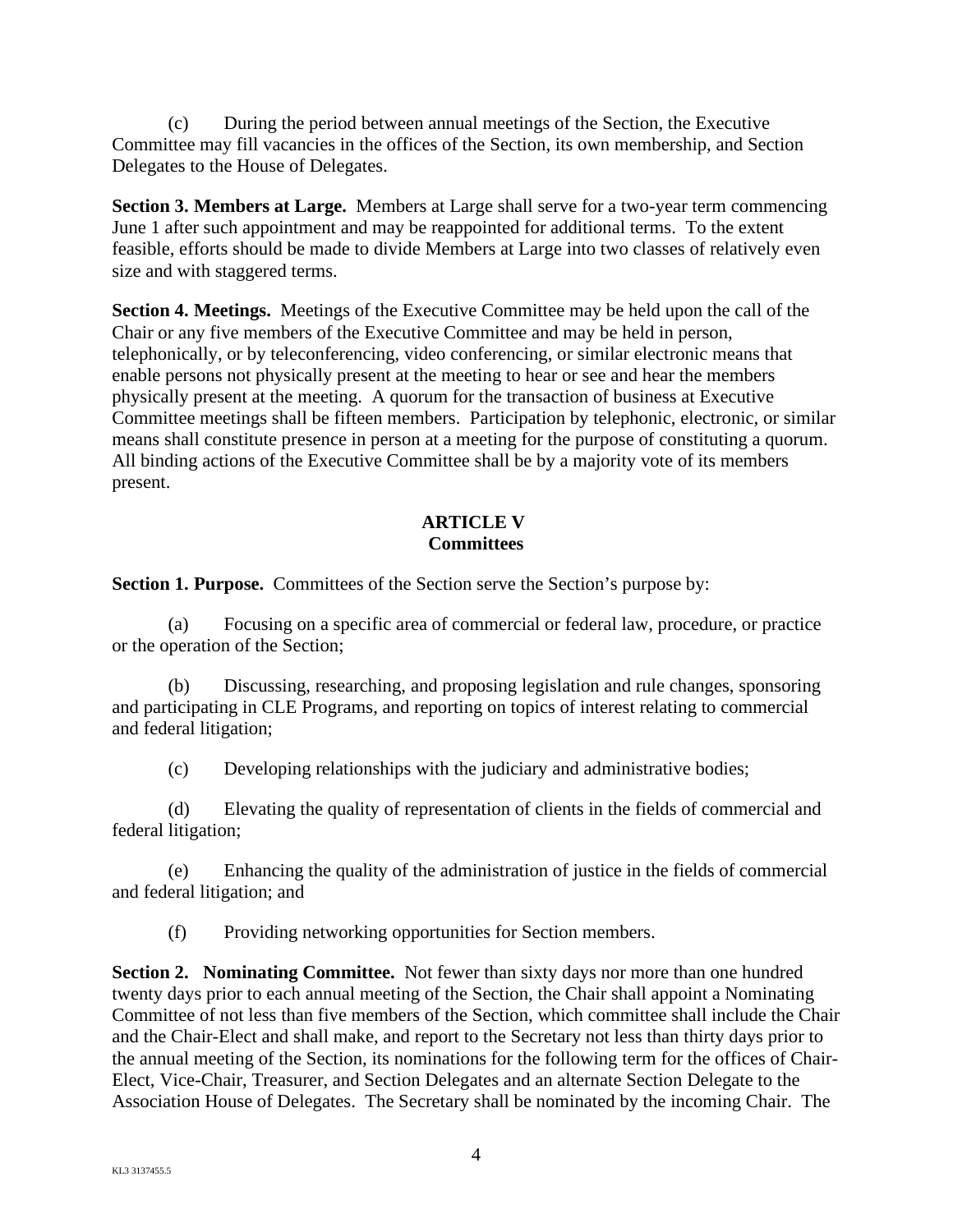(c) During the period between annual meetings of the Section, the Executive Committee may fill vacancies in the offices of the Section, its own membership, and Section Delegates to the House of Delegates.

**Section 3. Members at Large.** Members at Large shall serve for a two-year term commencing June 1 after such appointment and may be reappointed for additional terms. To the extent feasible, efforts should be made to divide Members at Large into two classes of relatively even size and with staggered terms.

**Section 4. Meetings.** Meetings of the Executive Committee may be held upon the call of the Chair or any five members of the Executive Committee and may be held in person, telephonically, or by teleconferencing, video conferencing, or similar electronic means that enable persons not physically present at the meeting to hear or see and hear the members physically present at the meeting. A quorum for the transaction of business at Executive Committee meetings shall be fifteen members. Participation by telephonic, electronic, or similar means shall constitute presence in person at a meeting for the purpose of constituting a quorum. All binding actions of the Executive Committee shall be by a majority vote of its members present.

## ARTICLE V
## Committees

**Section 1. Purpose.** Committees of the Section serve the Section's purpose by:

(a) Focusing on a specific area of commercial or federal law, procedure, or practice or the operation of the Section;

(b) Discussing, researching, and proposing legislation and rule changes, sponsoring and participating in CLE Programs, and reporting on topics of interest relating to commercial and federal litigation;

(c) Developing relationships with the judiciary and administrative bodies;

(d) Elevating the quality of representation of clients in the fields of commercial and federal litigation;

(e) Enhancing the quality of the administration of justice in the fields of commercial and federal litigation; and

(f) Providing networking opportunities for Section members.

**Section 2. Nominating Committee.** Not fewer than sixty days nor more than one hundred twenty days prior to each annual meeting of the Section, the Chair shall appoint a Nominating Committee of not less than five members of the Section, which committee shall include the Chair and the Chair-Elect and shall make, and report to the Secretary not less than thirty days prior to the annual meeting of the Section, its nominations for the following term for the offices of Chair-Elect, Vice-Chair, Treasurer, and Section Delegates and an alternate Section Delegate to the Association House of Delegates. The Secretary shall be nominated by the incoming Chair. The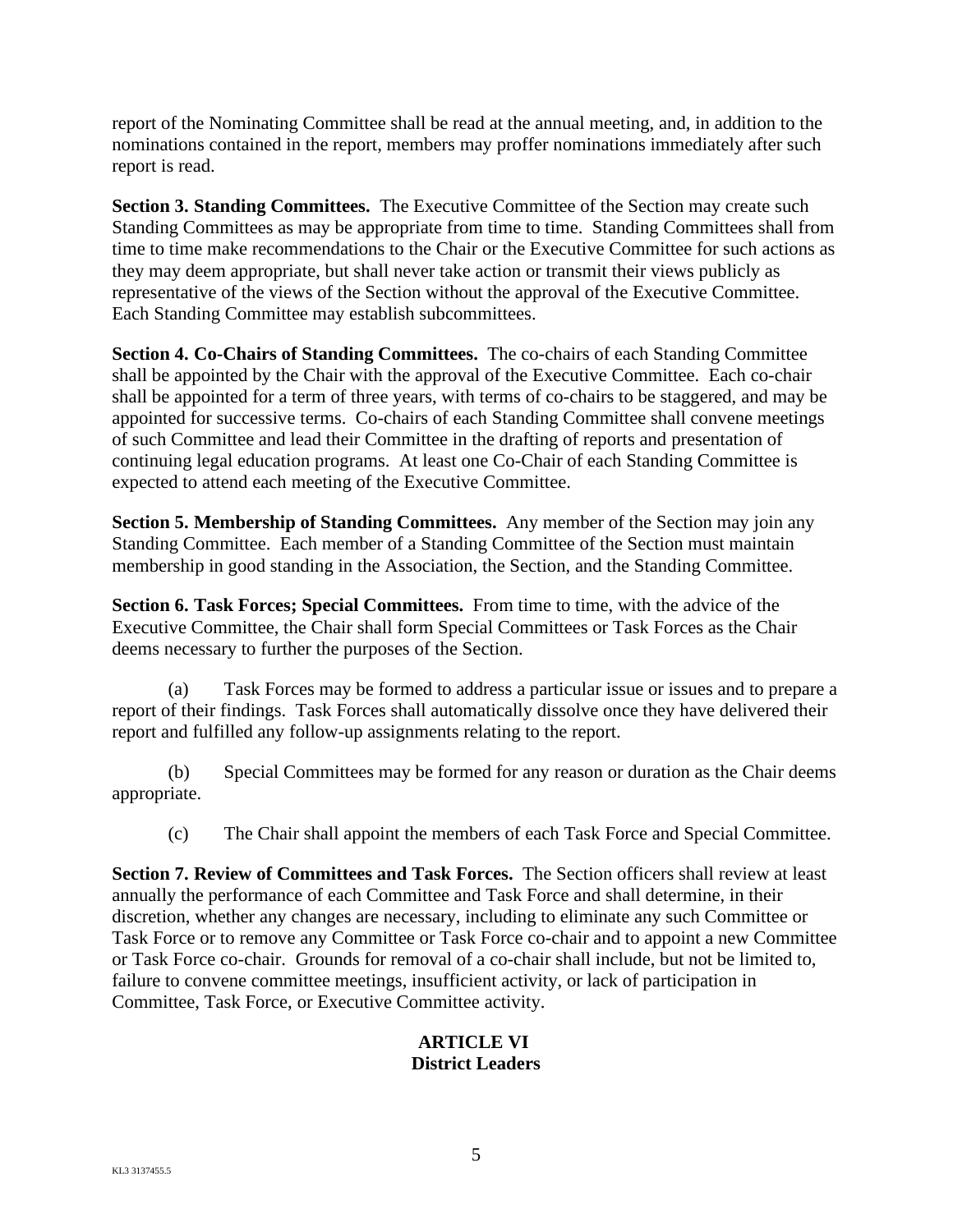report of the Nominating Committee shall be read at the annual meeting, and, in addition to the nominations contained in the report, members may proffer nominations immediately after such report is read.

**Section 3. Standing Committees.** The Executive Committee of the Section may create such Standing Committees as may be appropriate from time to time. Standing Committees shall from time to time make recommendations to the Chair or the Executive Committee for such actions as they may deem appropriate, but shall never take action or transmit their views publicly as representative of the views of the Section without the approval of the Executive Committee. Each Standing Committee may establish subcommittees.

**Section 4. Co-Chairs of Standing Committees.** The co-chairs of each Standing Committee shall be appointed by the Chair with the approval of the Executive Committee. Each co-chair shall be appointed for a term of three years, with terms of co-chairs to be staggered, and may be appointed for successive terms. Co-chairs of each Standing Committee shall convene meetings of such Committee and lead their Committee in the drafting of reports and presentation of continuing legal education programs. At least one Co-Chair of each Standing Committee is expected to attend each meeting of the Executive Committee.

**Section 5. Membership of Standing Committees.** Any member of the Section may join any Standing Committee. Each member of a Standing Committee of the Section must maintain membership in good standing in the Association, the Section, and the Standing Committee.

**Section 6. Task Forces; Special Committees.** From time to time, with the advice of the Executive Committee, the Chair shall form Special Committees or Task Forces as the Chair deems necessary to further the purposes of the Section.

(a) Task Forces may be formed to address a particular issue or issues and to prepare a report of their findings. Task Forces shall automatically dissolve once they have delivered their report and fulfilled any follow-up assignments relating to the report.

(b) Special Committees may be formed for any reason or duration as the Chair deems appropriate.

(c) The Chair shall appoint the members of each Task Force and Special Committee.

**Section 7. Review of Committees and Task Forces.** The Section officers shall review at least annually the performance of each Committee and Task Force and shall determine, in their discretion, whether any changes are necessary, including to eliminate any such Committee or Task Force or to remove any Committee or Task Force co-chair and to appoint a new Committee or Task Force co-chair. Grounds for removal of a co-chair shall include, but not be limited to, failure to convene committee meetings, insufficient activity, or lack of participation in Committee, Task Force, or Executive Committee activity.

## ARTICLE VI
## District Leaders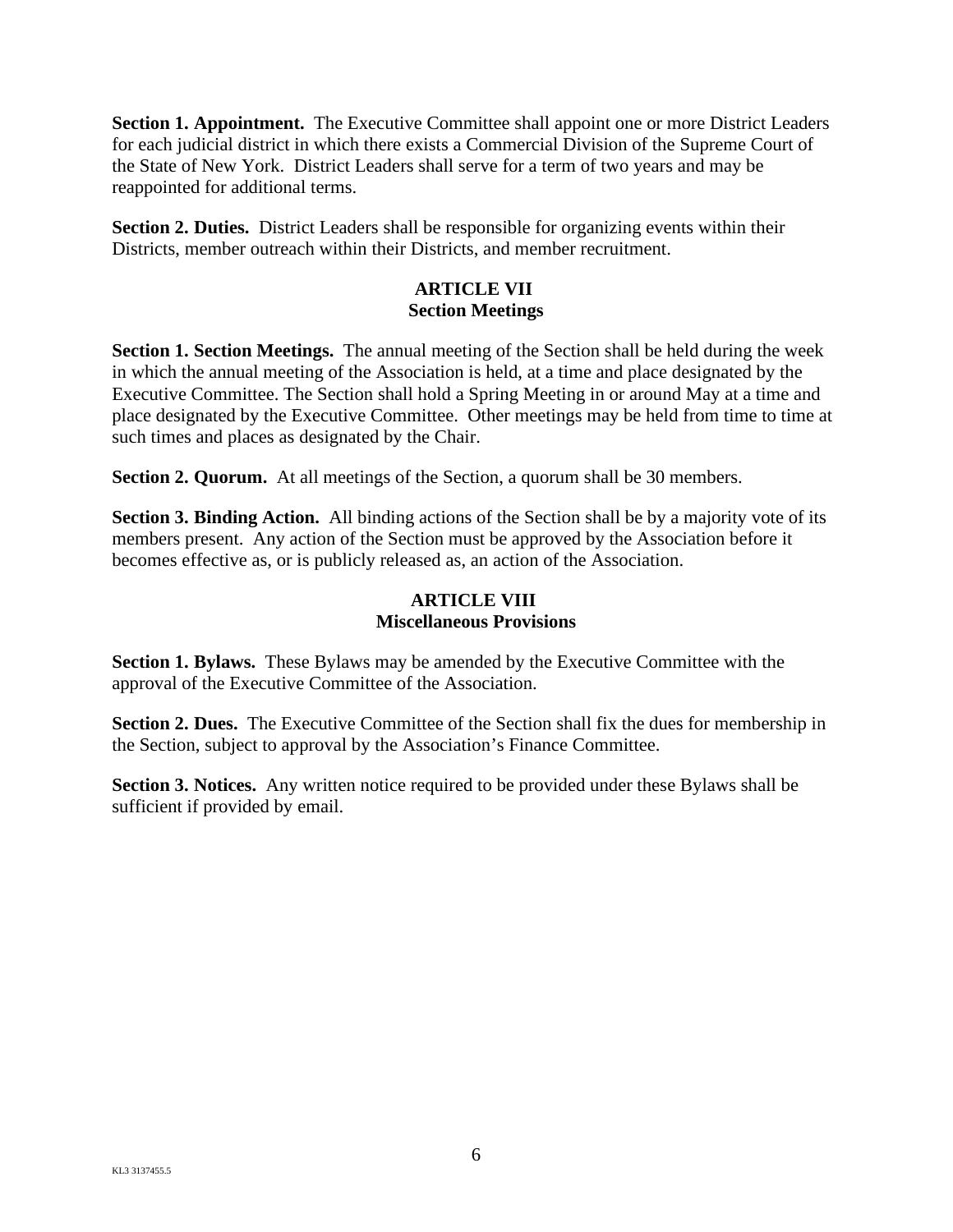**Section 1. Appointment.** The Executive Committee shall appoint one or more District Leaders for each judicial district in which there exists a Commercial Division of the Supreme Court of the State of New York. District Leaders shall serve for a term of two years and may be reappointed for additional terms.

**Section 2. Duties.** District Leaders shall be responsible for organizing events within their Districts, member outreach within their Districts, and member recruitment.

## ARTICLE VII
## Section Meetings

**Section 1. Section Meetings.** The annual meeting of the Section shall be held during the week in which the annual meeting of the Association is held, at a time and place designated by the Executive Committee. The Section shall hold a Spring Meeting in or around May at a time and place designated by the Executive Committee. Other meetings may be held from time to time at such times and places as designated by the Chair.

**Section 2. Quorum.** At all meetings of the Section, a quorum shall be 30 members.

**Section 3. Binding Action.** All binding actions of the Section shall be by a majority vote of its members present. Any action of the Section must be approved by the Association before it becomes effective as, or is publicly released as, an action of the Association.

## ARTICLE VIII
## Miscellaneous Provisions

**Section 1. Bylaws.** These Bylaws may be amended by the Executive Committee with the approval of the Executive Committee of the Association.

**Section 2. Dues.** The Executive Committee of the Section shall fix the dues for membership in the Section, subject to approval by the Association's Finance Committee.

**Section 3. Notices.** Any written notice required to be provided under these Bylaws shall be sufficient if provided by email.